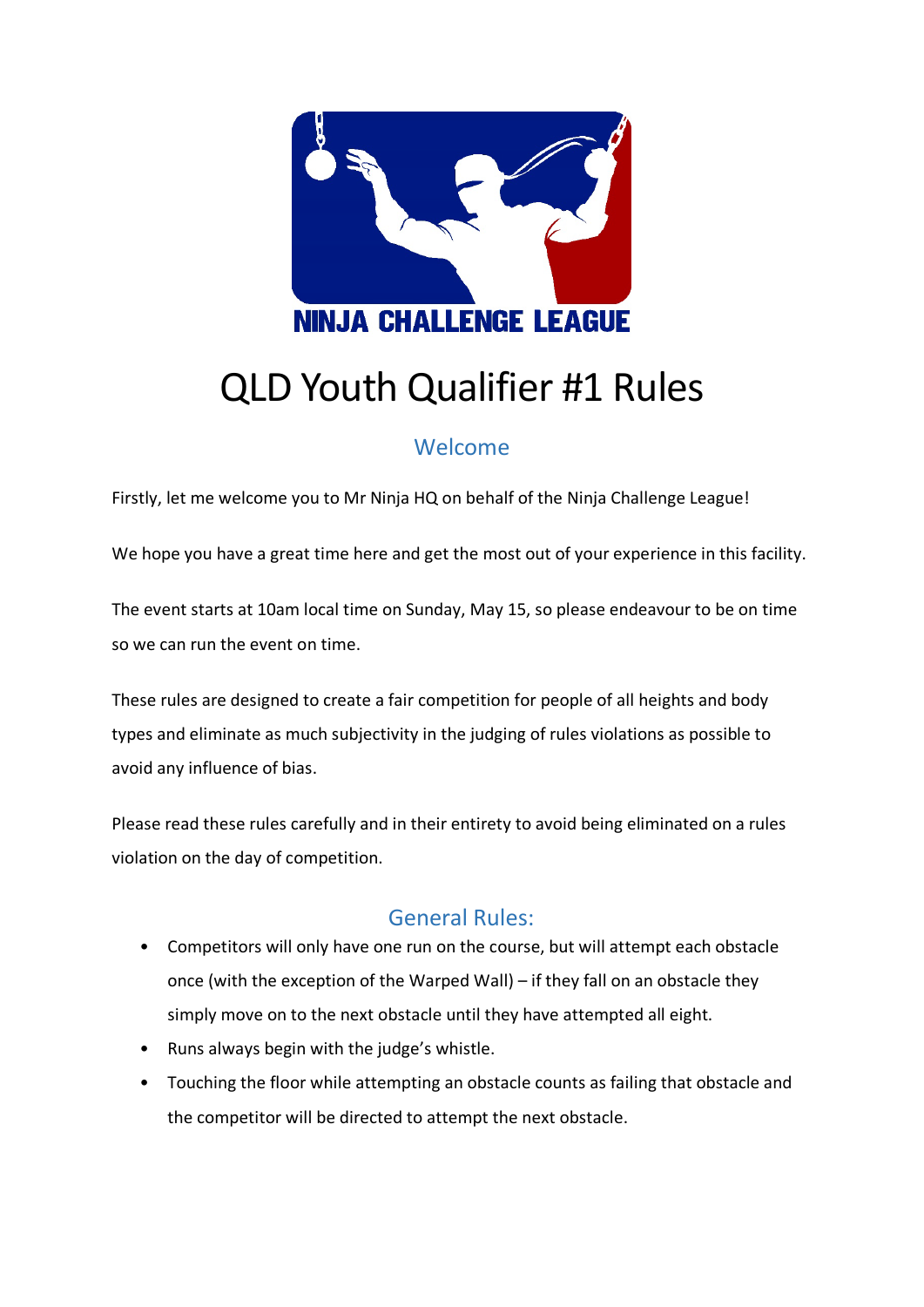NINJA CHALLENGE LEAGUE

# QLD Youth Qualifier #1 Rules

## Welcome

Firstly, let me welcome you to Mr Ninja HQ on behalf of the Ninja Challenge League!

We hope you have a great time here and get the most out of your experience in this facility.

The event starts at 10am local time on Sunday, May 15, so please endeavour to be on time so we can run the event on time.

These rules are designed to create a fair competition for people of all heights and body types and eliminate as much subjectivity in the judging of rules violations as possible to avoid any influence of bias.

Please read these rules carefully and in their entirety to avoid being eliminated on a rules violation on the day of competition.

## General Rules:

- Competitors will only have one run on the course, but will attempt each obstacle once (with the exception of the Warped Wall) – if they fall on an obstacle they simply move on to the next obstacle until they have attempted all eight.
- Runs always begin with the judge's whistle.
- Touching the floor while attempting an obstacle counts as failing that obstacle and the competitor will be directed to attempt the next obstacle.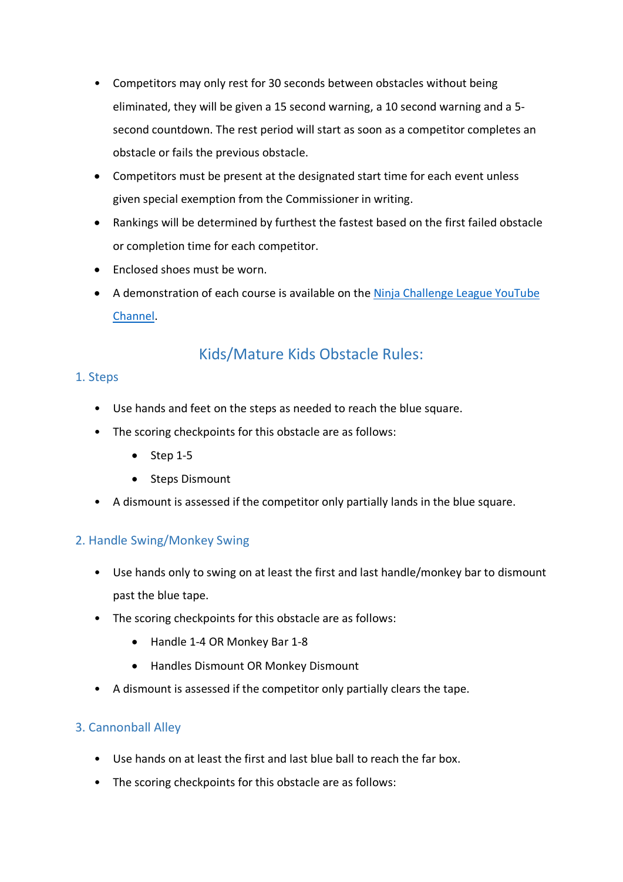- Competitors may only rest for 30 seconds between obstacles without being eliminated, they will be given a 15 second warning, a 10 second warning and a 5-second countdown. The rest period will start as soon as a competitor completes an obstacle or fails the previous obstacle.
- Competitors must be present at the designated start time for each event unless given special exemption from the Commissioner in writing.
- Rankings will be determined by furthest the fastest based on the first failed obstacle or completion time for each competitor.
- Enclosed shoes must be worn.
- A demonstration of each course is available on the [Ninja Challenge League YouTube Channel](#).

## Kids/Mature Kids Obstacle Rules:

### 1. Steps

- Use hands and feet on the steps as needed to reach the blue square.
- The scoring checkpoints for this obstacle are as follows:
  - Step 1-5
  - Steps Dismount
- A dismount is assessed if the competitor only partially lands in the blue square.

### 2. Handle Swing/Monkey Swing

- Use hands only to swing on at least the first and last handle/monkey bar to dismount past the blue tape.
- The scoring checkpoints for this obstacle are as follows:
  - Handle 1-4 OR Monkey Bar 1-8
  - Handles Dismount OR Monkey Dismount
- A dismount is assessed if the competitor only partially clears the tape.

### 3. Cannonball Alley

- Use hands on at least the first and last blue ball to reach the far box.
- The scoring checkpoints for this obstacle are as follows: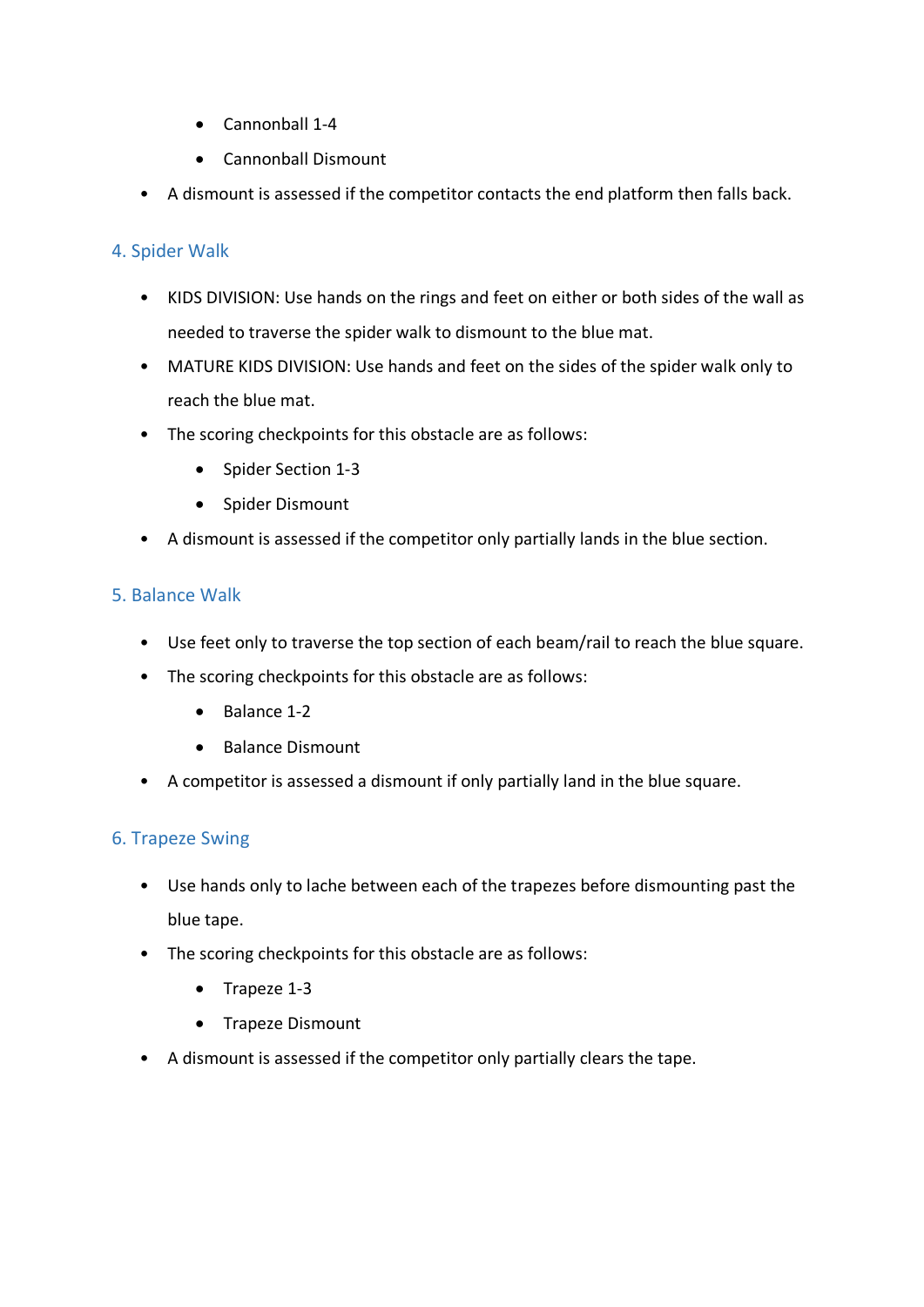- Cannonball 1-4
  - Cannonball Dismount
- A dismount is assessed if the competitor contacts the end platform then falls back.

## 4. Spider Walk

- KIDS DIVISION: Use hands on the rings and feet on either or both sides of the wall as needed to traverse the spider walk to dismount to the blue mat.
- MATURE KIDS DIVISION: Use hands and feet on the sides of the spider walk only to reach the blue mat.
- The scoring checkpoints for this obstacle are as follows:
  - Spider Section 1-3
  - Spider Dismount
- A dismount is assessed if the competitor only partially lands in the blue section.

## 5. Balance Walk

- Use feet only to traverse the top section of each beam/rail to reach the blue square.
- The scoring checkpoints for this obstacle are as follows:
  - Balance 1-2
  - Balance Dismount
- A competitor is assessed a dismount if only partially land in the blue square.

## 6. Trapeze Swing

- Use hands only to lache between each of the trapezes before dismounting past the blue tape.
- The scoring checkpoints for this obstacle are as follows:
  - Trapeze 1-3
  - Trapeze Dismount
- A dismount is assessed if the competitor only partially clears the tape.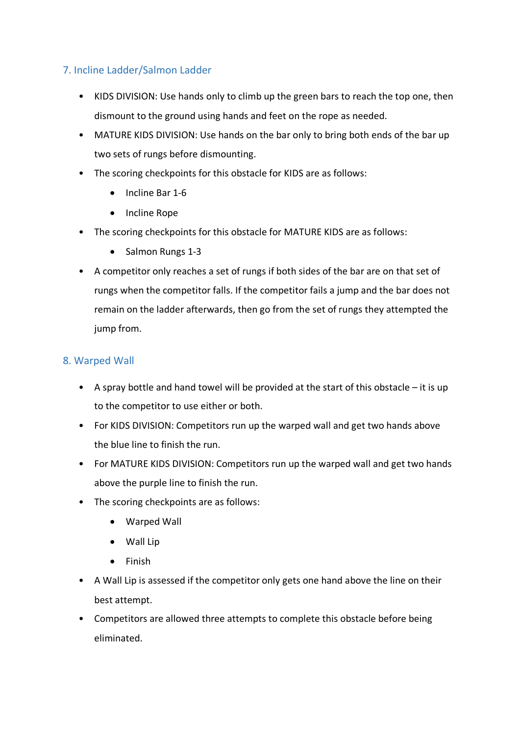## 7. Incline Ladder/Salmon Ladder

- KIDS DIVISION: Use hands only to climb up the green bars to reach the top one, then dismount to the ground using hands and feet on the rope as needed.
- MATURE KIDS DIVISION: Use hands on the bar only to bring both ends of the bar up two sets of rungs before dismounting.
- The scoring checkpoints for this obstacle for KIDS are as follows:
  - Incline Bar 1-6
  - Incline Rope
- The scoring checkpoints for this obstacle for MATURE KIDS are as follows:
  - Salmon Rungs 1-3
- A competitor only reaches a set of rungs if both sides of the bar are on that set of rungs when the competitor falls. If the competitor fails a jump and the bar does not remain on the ladder afterwards, then go from the set of rungs they attempted the jump from.

## 8. Warped Wall

- A spray bottle and hand towel will be provided at the start of this obstacle – it is up to the competitor to use either or both.
- For KIDS DIVISION: Competitors run up the warped wall and get two hands above the blue line to finish the run.
- For MATURE KIDS DIVISION: Competitors run up the warped wall and get two hands above the purple line to finish the run.
- The scoring checkpoints are as follows:
  - Warped Wall
  - Wall Lip
  - Finish
- A Wall Lip is assessed if the competitor only gets one hand above the line on their best attempt.
- Competitors are allowed three attempts to complete this obstacle before being eliminated.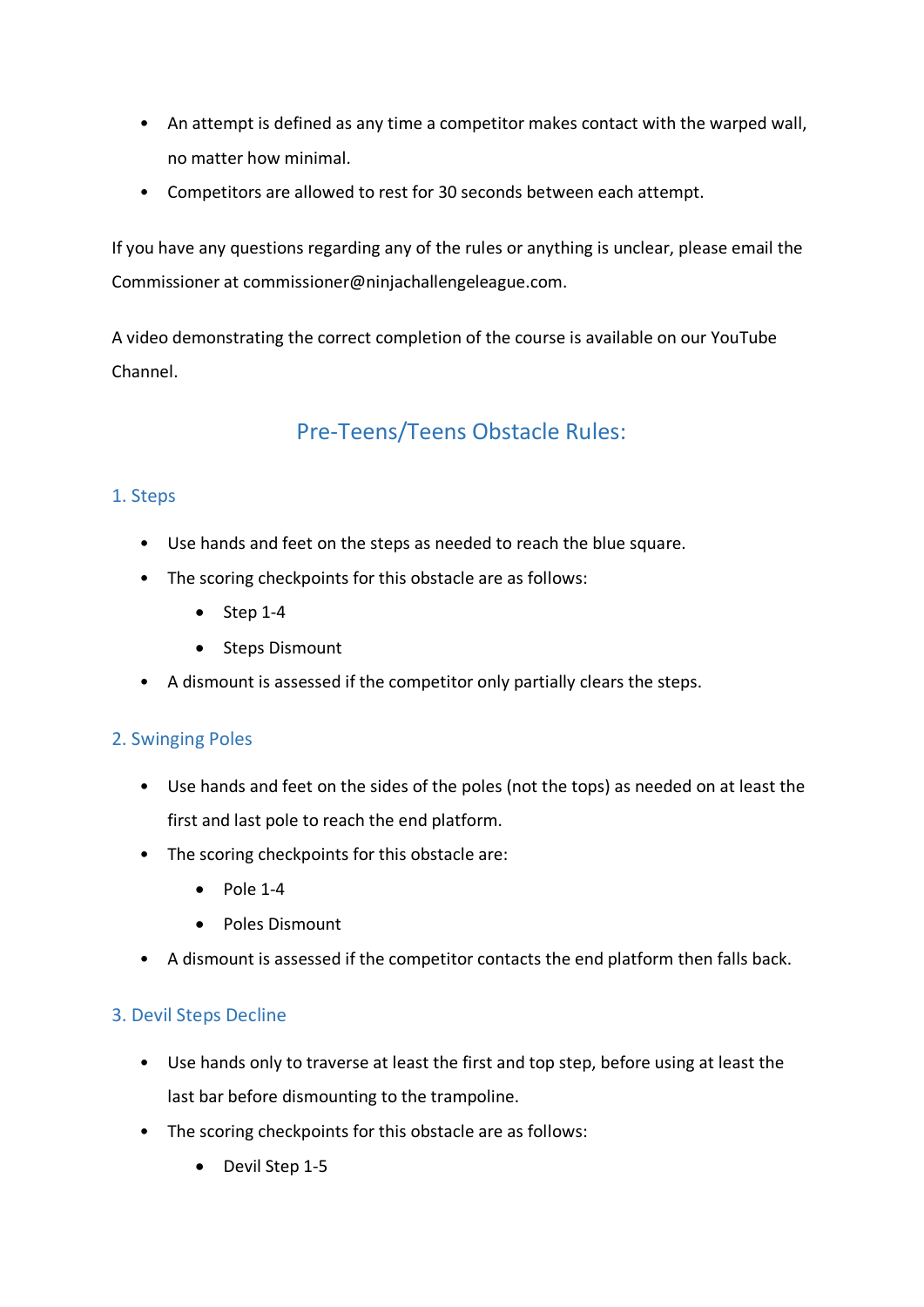- An attempt is defined as any time a competitor makes contact with the warped wall, no matter how minimal.
- Competitors are allowed to rest for 30 seconds between each attempt.

If you have any questions regarding any of the rules or anything is unclear, please email the Commissioner at commissioner@ninjachallengeleague.com.

A video demonstrating the correct completion of the course is available on our YouTube Channel.

## Pre-Teens/Teens Obstacle Rules:

### 1. Steps

- Use hands and feet on the steps as needed to reach the blue square.
- The scoring checkpoints for this obstacle are as follows:
  - Step 1-4
  - Steps Dismount
- A dismount is assessed if the competitor only partially clears the steps.

### 2. Swinging Poles

- Use hands and feet on the sides of the poles (not the tops) as needed on at least the first and last pole to reach the end platform.
- The scoring checkpoints for this obstacle are:
  - Pole 1-4
  - Poles Dismount
- A dismount is assessed if the competitor contacts the end platform then falls back.

### 3. Devil Steps Decline

- Use hands only to traverse at least the first and top step, before using at least the last bar before dismounting to the trampoline.
- The scoring checkpoints for this obstacle are as follows:
  - Devil Step 1-5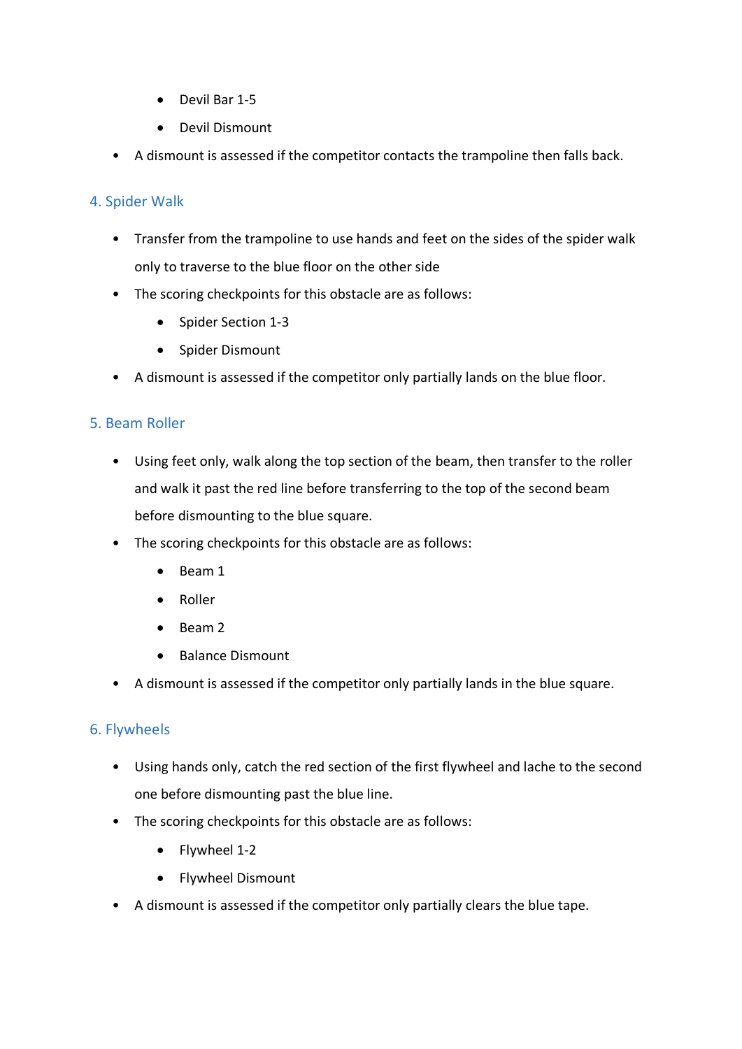- Devil Bar 1-5
    - Devil Dismount
- A dismount is assessed if the competitor contacts the trampoline then falls back.

## 4. Spider Walk

- Transfer from the trampoline to use hands and feet on the sides of the spider walk only to traverse to the blue floor on the other side
- The scoring checkpoints for this obstacle are as follows:
    - Spider Section 1-3
    - Spider Dismount
- A dismount is assessed if the competitor only partially lands on the blue floor.

## 5. Beam Roller

- Using feet only, walk along the top section of the beam, then transfer to the roller and walk it past the red line before transferring to the top of the second beam before dismounting to the blue square.
- The scoring checkpoints for this obstacle are as follows:
    - Beam 1
    - Roller
    - Beam 2
    - Balance Dismount
- A dismount is assessed if the competitor only partially lands in the blue square.

## 6. Flywheels

- Using hands only, catch the red section of the first flywheel and lache to the second one before dismounting past the blue line.
- The scoring checkpoints for this obstacle are as follows:
    - Flywheel 1-2
    - Flywheel Dismount
- A dismount is assessed if the competitor only partially clears the blue tape.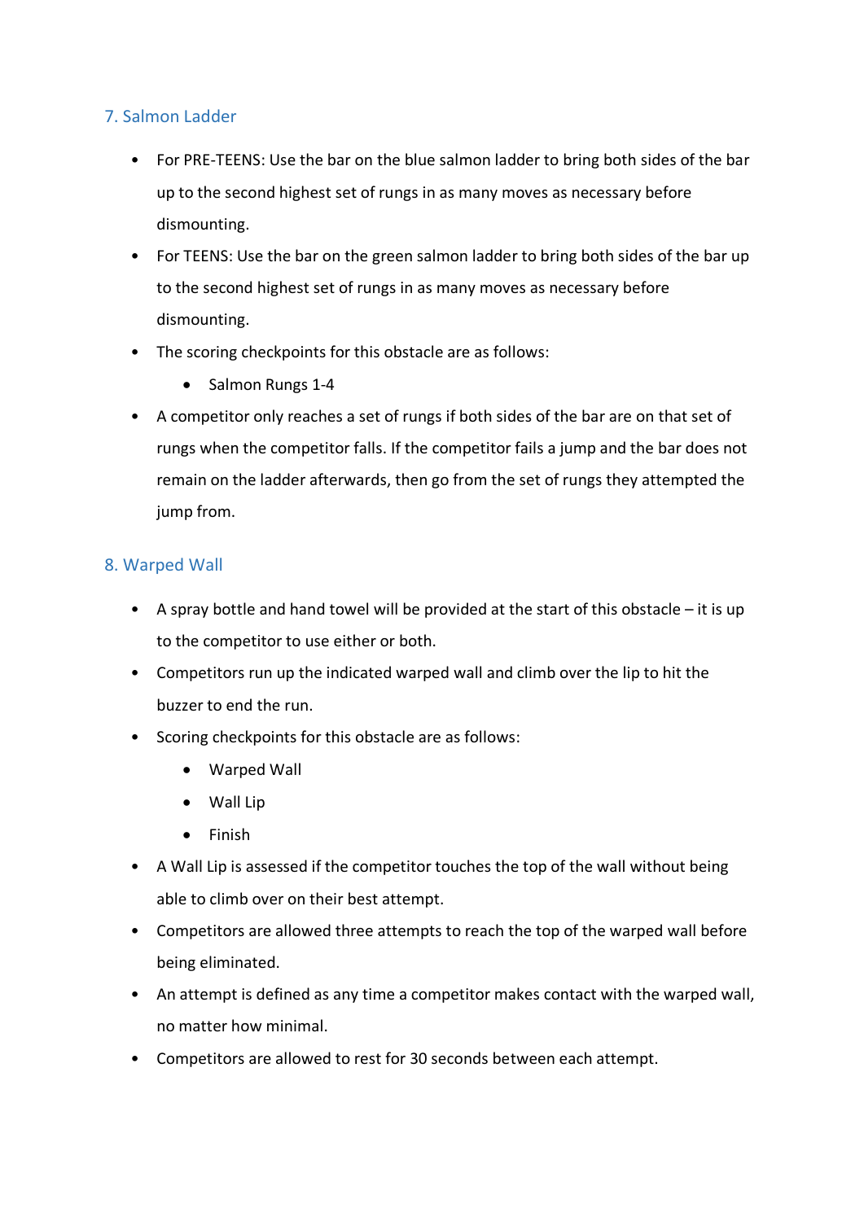## 7. Salmon Ladder

- For PRE-TEENS: Use the bar on the blue salmon ladder to bring both sides of the bar up to the second highest set of rungs in as many moves as necessary before dismounting.
- For TEENS: Use the bar on the green salmon ladder to bring both sides of the bar up to the second highest set of rungs in as many moves as necessary before dismounting.
- The scoring checkpoints for this obstacle are as follows:
  - Salmon Rungs 1-4
- A competitor only reaches a set of rungs if both sides of the bar are on that set of rungs when the competitor falls. If the competitor fails a jump and the bar does not remain on the ladder afterwards, then go from the set of rungs they attempted the jump from.

## 8. Warped Wall

- A spray bottle and hand towel will be provided at the start of this obstacle – it is up to the competitor to use either or both.
- Competitors run up the indicated warped wall and climb over the lip to hit the buzzer to end the run.
- Scoring checkpoints for this obstacle are as follows:
  - Warped Wall
  - Wall Lip
  - Finish
- A Wall Lip is assessed if the competitor touches the top of the wall without being able to climb over on their best attempt.
- Competitors are allowed three attempts to reach the top of the warped wall before being eliminated.
- An attempt is defined as any time a competitor makes contact with the warped wall, no matter how minimal.
- Competitors are allowed to rest for 30 seconds between each attempt.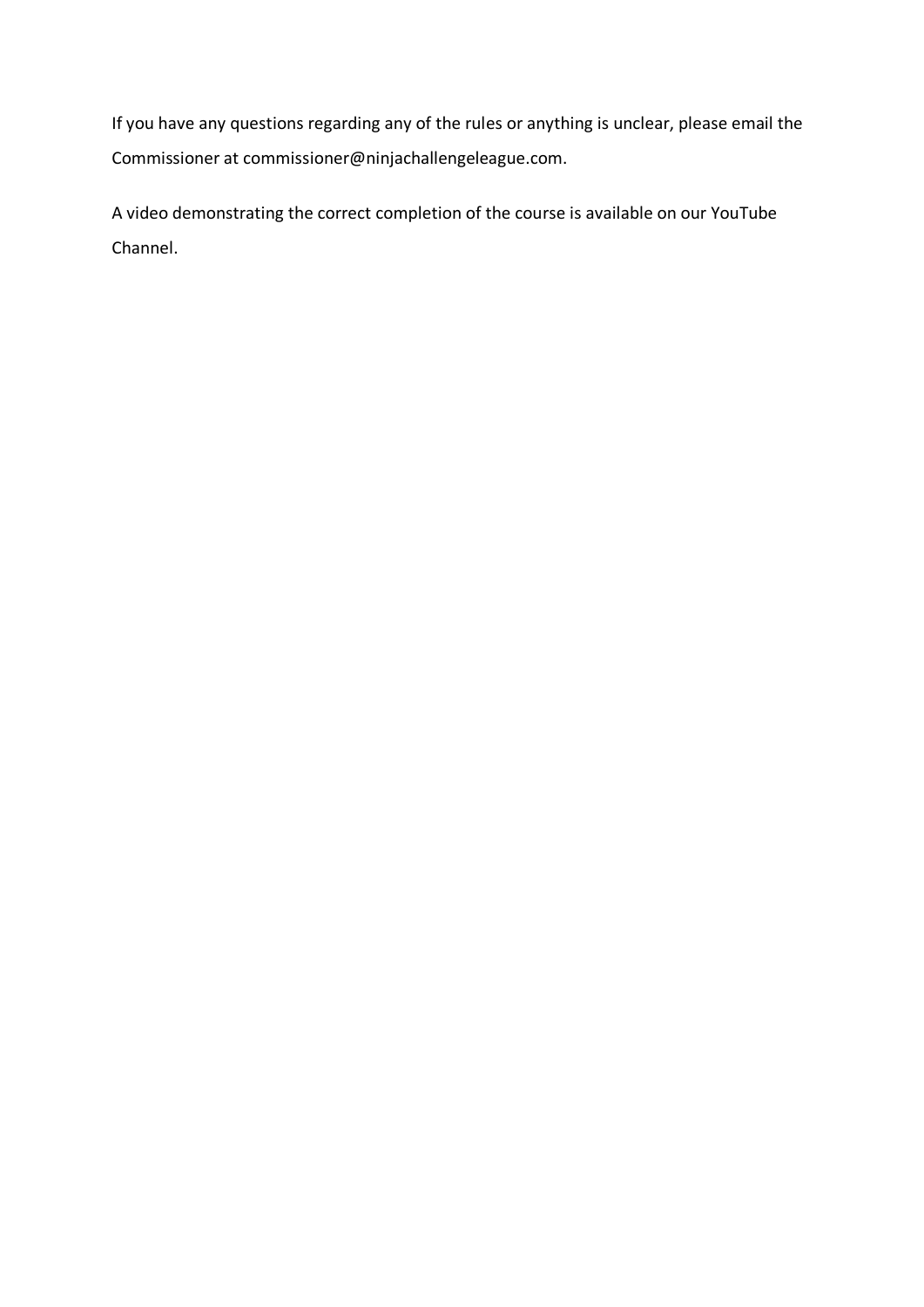If you have any questions regarding any of the rules or anything is unclear, please email the Commissioner at commissioner@ninjachallengeleague.com.

A video demonstrating the correct completion of the course is available on our YouTube Channel.